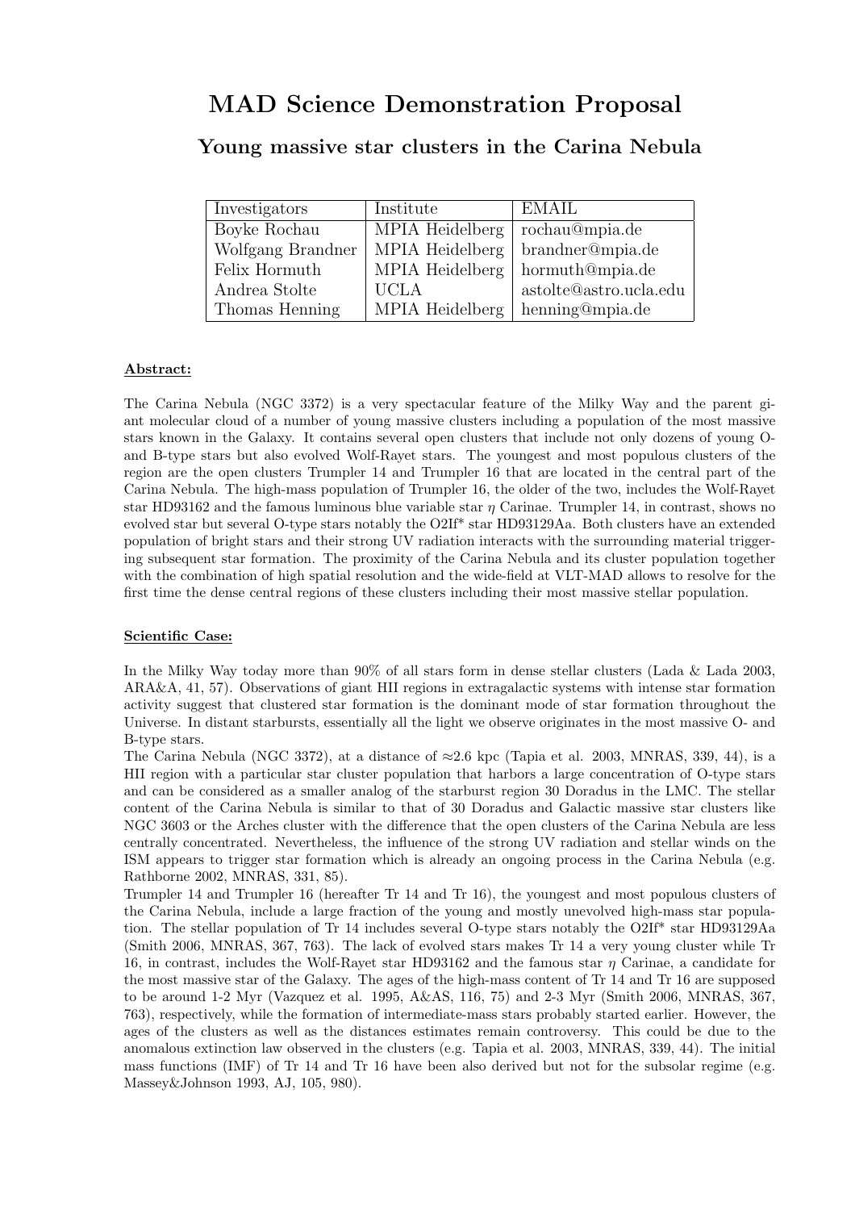# MAD Science Demonstration Proposal

## Young massive star clusters in the Carina Nebula

| Investigators | Institute | EMAIL |
|---|---|---|
| Boyke Rochau | MPIA Heidelberg | rochau@mpia.de |
| Wolfgang Brandner | MPIA Heidelberg | brandner@mpia.de |
| Felix Hormuth | MPIA Heidelberg | hormuth@mpia.de |
| Andrea Stolte | UCLA | astolte@astro.ucla.edu |
| Thomas Henning | MPIA Heidelberg | henning@mpia.de |

**Abstract:**

The Carina Nebula (NGC 3372) is a very spectacular feature of the Milky Way and the parent giant molecular cloud of a number of young massive clusters including a population of the most massive stars known in the Galaxy. It contains several open clusters that include not only dozens of young O- and B-type stars but also evolved Wolf-Rayet stars. The youngest and most populous clusters of the region are the open clusters Trumpler 14 and Trumpler 16 that are located in the central part of the Carina Nebula. The high-mass population of Trumpler 16, the older of the two, includes the Wolf-Rayet star HD93162 and the famous luminous blue variable star $\eta$ Carinae. Trumpler 14, in contrast, shows no evolved star but several O-type stars notably the O2If* star HD93129Aa. Both clusters have an extended population of bright stars and their strong UV radiation interacts with the surrounding material triggering subsequent star formation. The proximity of the Carina Nebula and its cluster population together with the combination of high spatial resolution and the wide-field at VLT-MAD allows to resolve for the first time the dense central regions of these clusters including their most massive stellar population.

**Scientific Case:**

In the Milky Way today more than 90% of all stars form in dense stellar clusters (Lada & Lada 2003, ARA&A, 41, 57). Observations of giant HII regions in extragalactic systems with intense star formation activity suggest that clustered star formation is the dominant mode of star formation throughout the Universe. In distant starbursts, essentially all the light we observe originates in the most massive O- and B-type stars.

The Carina Nebula (NGC 3372), at a distance of $\approx$2.6 kpc (Tapia et al. 2003, MNRAS, 339, 44), is a HII region with a particular star cluster population that harbors a large concentration of O-type stars and can be considered as a smaller analog of the starburst region 30 Doradus in the LMC. The stellar content of the Carina Nebula is similar to that of 30 Doradus and Galactic massive star clusters like NGC 3603 or the Arches cluster with the difference that the open clusters of the Carina Nebula are less centrally concentrated. Nevertheless, the influence of the strong UV radiation and stellar winds on the ISM appears to trigger star formation which is already an ongoing process in the Carina Nebula (e.g. Rathborne 2002, MNRAS, 331, 85).

Trumpler 14 and Trumpler 16 (hereafter Tr 14 and Tr 16), the youngest and most populous clusters of the Carina Nebula, include a large fraction of the young and mostly unevolved high-mass star population. The stellar population of Tr 14 includes several O-type stars notably the O2If* star HD93129Aa (Smith 2006, MNRAS, 367, 763). The lack of evolved stars makes Tr 14 a very young cluster while Tr 16, in contrast, includes the Wolf-Rayet star HD93162 and the famous star $\eta$ Carinae, a candidate for the most massive star of the Galaxy. The ages of the high-mass content of Tr 14 and Tr 16 are supposed to be around 1-2 Myr (Vazquez et al. 1995, A&AS, 116, 75) and 2-3 Myr (Smith 2006, MNRAS, 367, 763), respectively, while the formation of intermediate-mass stars probably started earlier. However, the ages of the clusters as well as the distances estimates remain controversy. This could be due to the anomalous extinction law observed in the clusters (e.g. Tapia et al. 2003, MNRAS, 339, 44). The initial mass functions (IMF) of Tr 14 and Tr 16 have been also derived but not for the subsolar regime (e.g. Massey&Johnson 1993, AJ, 105, 980).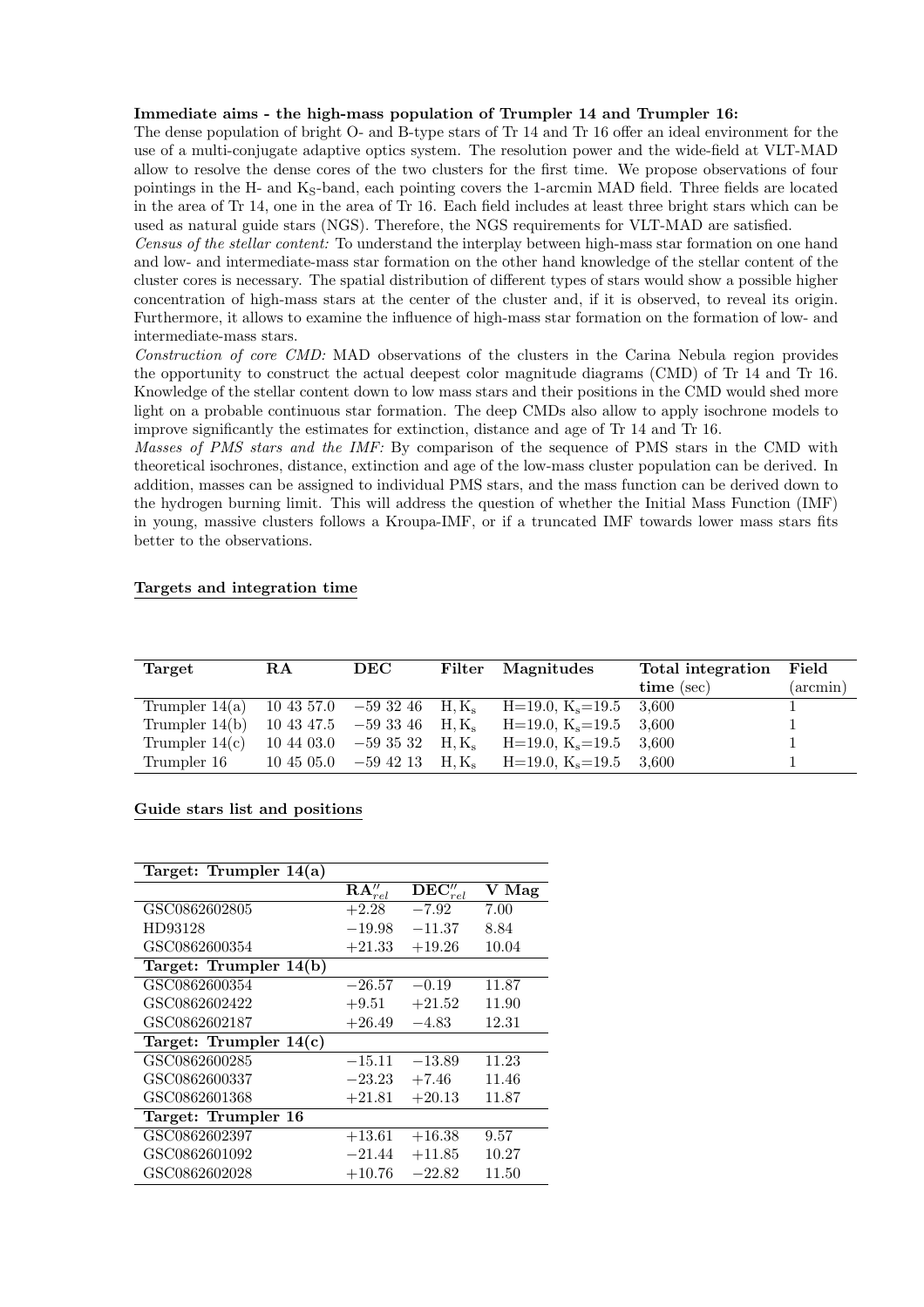**Immediate aims - the high-mass population of Trumpler 14 and Trumpler 16:**
The dense population of bright O- and B-type stars of Tr 14 and Tr 16 offer an ideal environment for the use of a multi-conjugate adaptive optics system. The resolution power and the wide-field at VLT-MAD allow to resolve the dense cores of the two clusters for the first time. We propose observations of four pointings in the H- and $K_S$-band, each pointing covers the 1-arcmin MAD field. Three fields are located in the area of Tr 14, one in the area of Tr 16. Each field includes at least three bright stars which can be used as natural guide stars (NGS). Therefore, the NGS requirements for VLT-MAD are satisfied.

*Census of the stellar content:* To understand the interplay between high-mass star formation on one hand and low- and intermediate-mass star formation on the other hand knowledge of the stellar content of the cluster cores is necessary. The spatial distribution of different types of stars would show a possible higher concentration of high-mass stars at the center of the cluster and, if it is observed, to reveal its origin. Furthermore, it allows to examine the influence of high-mass star formation on the formation of low- and intermediate-mass stars.

*Construction of core CMD:* MAD observations of the clusters in the Carina Nebula region provides the opportunity to construct the actual deepest color magnitude diagrams (CMD) of Tr 14 and Tr 16. Knowledge of the stellar content down to low mass stars and their positions in the CMD would shed more light on a probable continuous star formation. The deep CMDs also allow to apply isochrone models to improve significantly the estimates for extinction, distance and age of Tr 14 and Tr 16.

*Masses of PMS stars and the IMF:* By comparison of the sequence of PMS stars in the CMD with theoretical isochrones, distance, extinction and age of the low-mass cluster population can be derived. In addition, masses can be assigned to individual PMS stars, and the mass function can be derived down to the hydrogen burning limit. This will address the question of whether the Initial Mass Function (IMF) in young, massive clusters follows a Kroupa-IMF, or if a truncated IMF towards lower mass stars fits better to the observations.

**Targets and integration time**

| **Target** | **RA** | **DEC** | **Filter** | **Magnitudes** | **Total integration time** (sec) | **Field** (arcmin) |
|---|---|---|---|---|---|---|
| Trumpler 14(a) | 10 43 57.0 | −59 32 46 | H, $K_s$ | H=19.0, $K_s$=19.5 | 3,600 | 1 |
| Trumpler 14(b) | 10 43 47.5 | −59 33 46 | H, $K_s$ | H=19.0, $K_s$=19.5 | 3,600 | 1 |
| Trumpler 14(c) | 10 44 03.0 | −59 35 32 | H, $K_s$ | H=19.0, $K_s$=19.5 | 3,600 | 1 |
| Trumpler 16 | 10 45 05.0 | −59 42 13 | H, $K_s$ | H=19.0, $K_s$=19.5 | 3,600 | 1 |

**Guide stars list and positions**

| **Target: Trumpler 14(a)** | | | |
|---|---|---|---|
| | $\mathbf{RA}''_{rel}$ | $\mathbf{DEC}''_{rel}$ | **V Mag** |
| GSC0862602805 | +2.28 | −7.92 | 7.00 |
| HD93128 | −19.98 | −11.37 | 8.84 |
| GSC0862600354 | +21.33 | +19.26 | 10.04 |
| **Target: Trumpler 14(b)** | | | |
| GSC0862600354 | −26.57 | −0.19 | 11.87 |
| GSC0862602422 | +9.51 | +21.52 | 11.90 |
| GSC0862602187 | +26.49 | −4.83 | 12.31 |
| **Target: Trumpler 14(c)** | | | |
| GSC0862600285 | −15.11 | −13.89 | 11.23 |
| GSC0862600337 | −23.23 | +7.46 | 11.46 |
| GSC0862601368 | +21.81 | +20.13 | 11.87 |
| **Target: Trumpler 16** | | | |
| GSC0862602397 | +13.61 | +16.38 | 9.57 |
| GSC0862601092 | −21.44 | +11.85 | 10.27 |
| GSC0862602028 | +10.76 | −22.82 | 11.50 |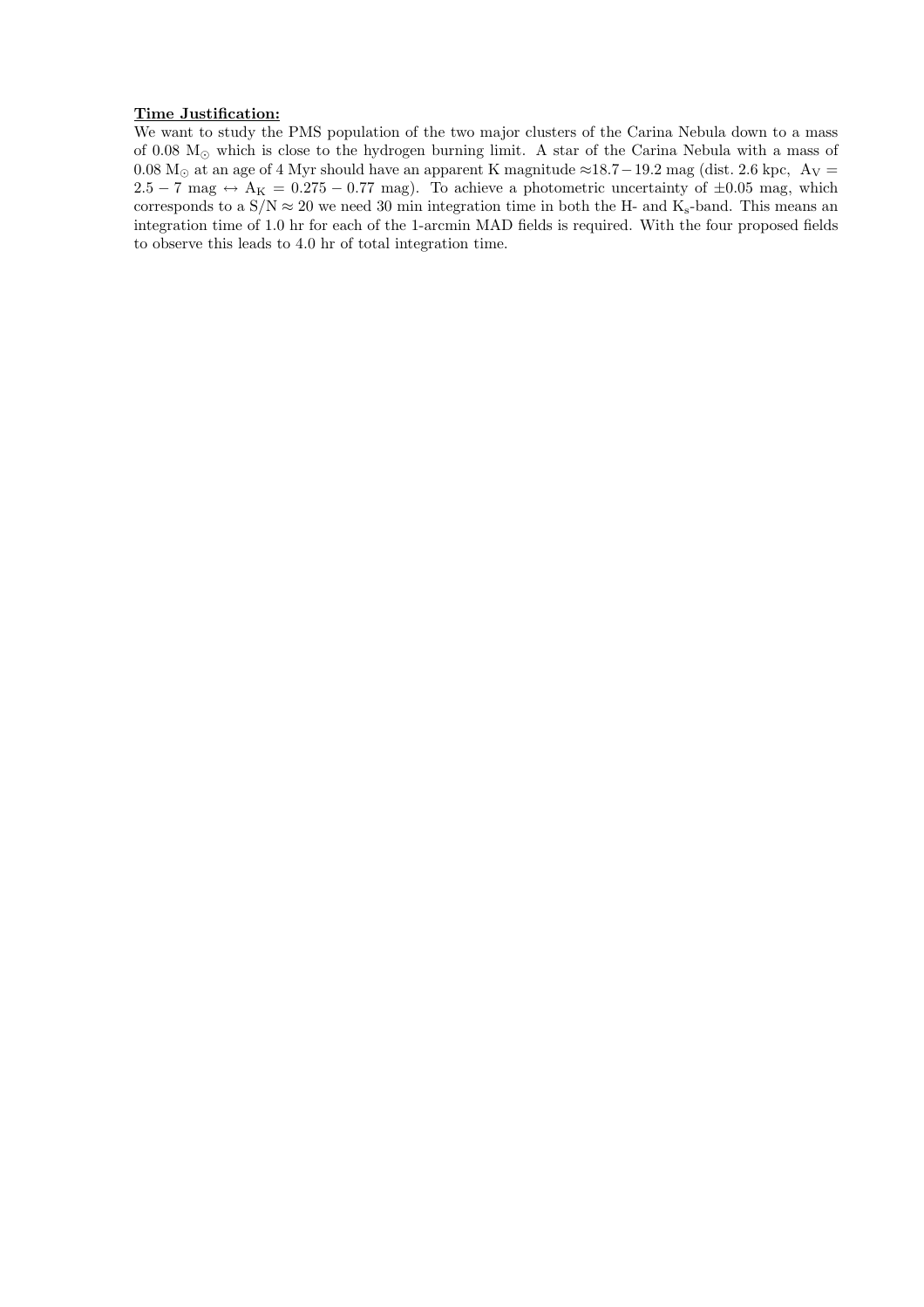**Time Justification:**

We want to study the PMS population of the two major clusters of the Carina Nebula down to a mass of 0.08 $M_\odot$ which is close to the hydrogen burning limit. A star of the Carina Nebula with a mass of 0.08 $M_\odot$ at an age of 4 Myr should have an apparent K magnitude ≈18.7 − 19.2 mag (dist. 2.6 kpc, $A_V = 2.5 - 7$ mag ↔ $A_K = 0.275 - 0.77$ mag). To achieve a photometric uncertainty of ±0.05 mag, which corresponds to a S/N ≈ 20 we need 30 min integration time in both the H- and $K_s$-band. This means an integration time of 1.0 hr for each of the 1-arcmin MAD fields is required. With the four proposed fields to observe this leads to 4.0 hr of total integration time.